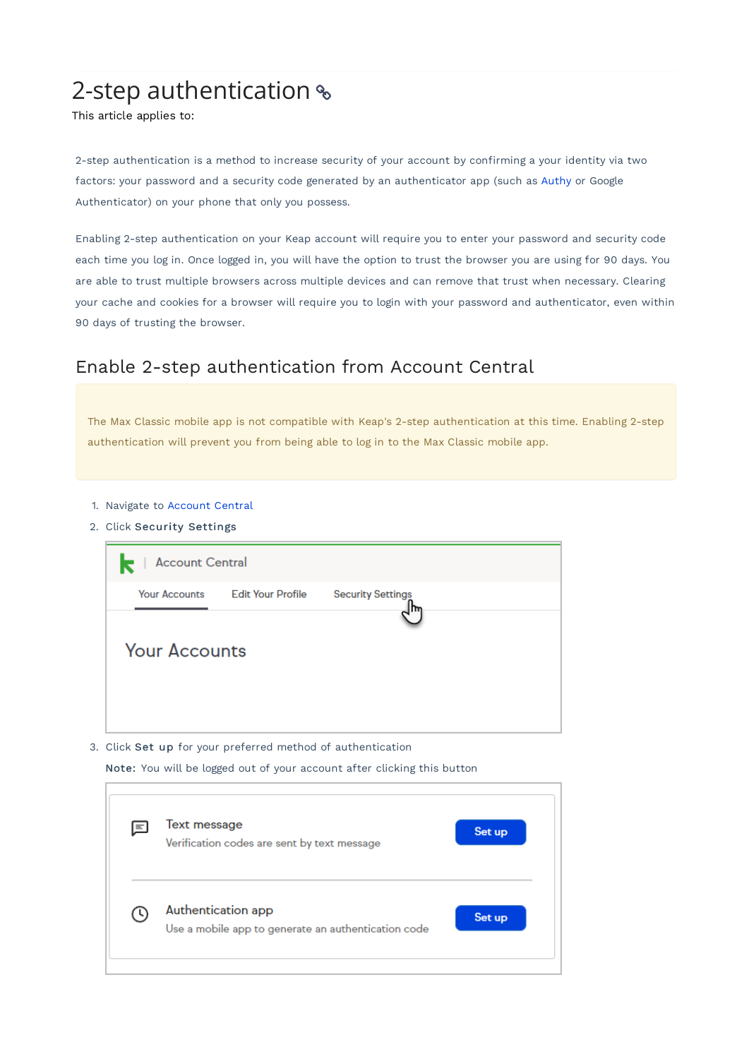# 2-step authentication

This article applies to:

2-step authentication is a method to increase security of your account by confirming a your identity via two factors: your password and a security code generated by an authenticator app (such as Authy or Google Authenticator) on your phone that only you possess.

Enabling 2-step authentication on your Keap account will require you to enter your password and security code each time you log in. Once logged in, you will have the option to trust the browser you are using for 90 days. You are able to trust multiple browsers across multiple devices and can remove that trust when necessary. Clearing your cache and cookies for a browser will require you to login with your password and authenticator, even within 90 days of trusting the browser.

## Enable 2-step authentication from Account Central

> The Max Classic mobile app is not compatible with Keap's 2-step authentication at this time. Enabling 2-step authentication will prevent you from being able to log in to the Max Classic mobile app.

1. Navigate to Account Central
2. Click **Security Settings**
3. Click **Set up** for your preferred method of authentication

   **Note:** You will be logged out of your account after clicking this button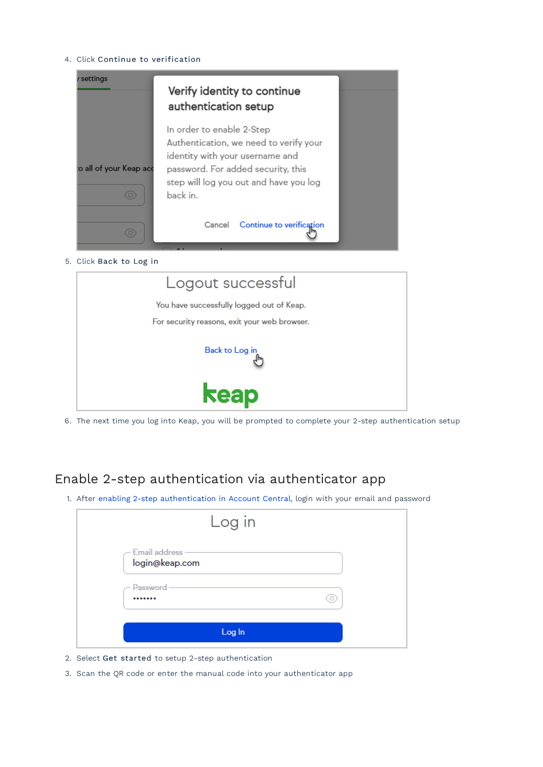4. Click **Continue to verification**

5. Click **Back to Log in**

6. The next time you log into Keap, you will be prompted to complete your 2-step authentication setup

## Enable 2-step authentication via authenticator app

1. After enabling 2-step authentication in Account Central, login with your email and password

2. Select **Get started** to setup 2-step authentication
3. Scan the QR code or enter the manual code into your authenticator app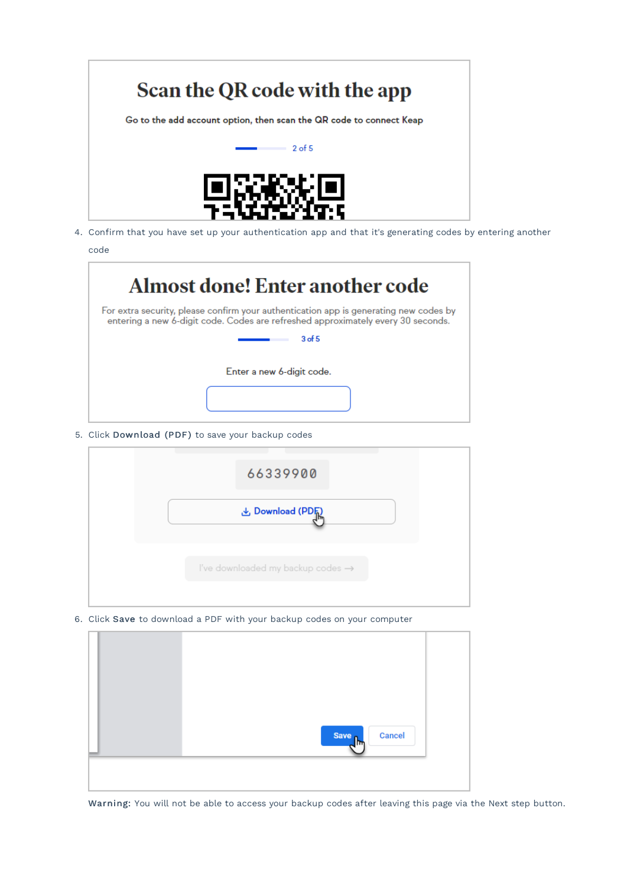4. Confirm that you have set up your authentication app and that it's generating codes by entering another code
5. Click **Download (PDF)** to save your backup codes
6. Click **Save** to download a PDF with your backup codes on your computer

**Warning:** You will not be able to access your backup codes after leaving this page via the Next step button.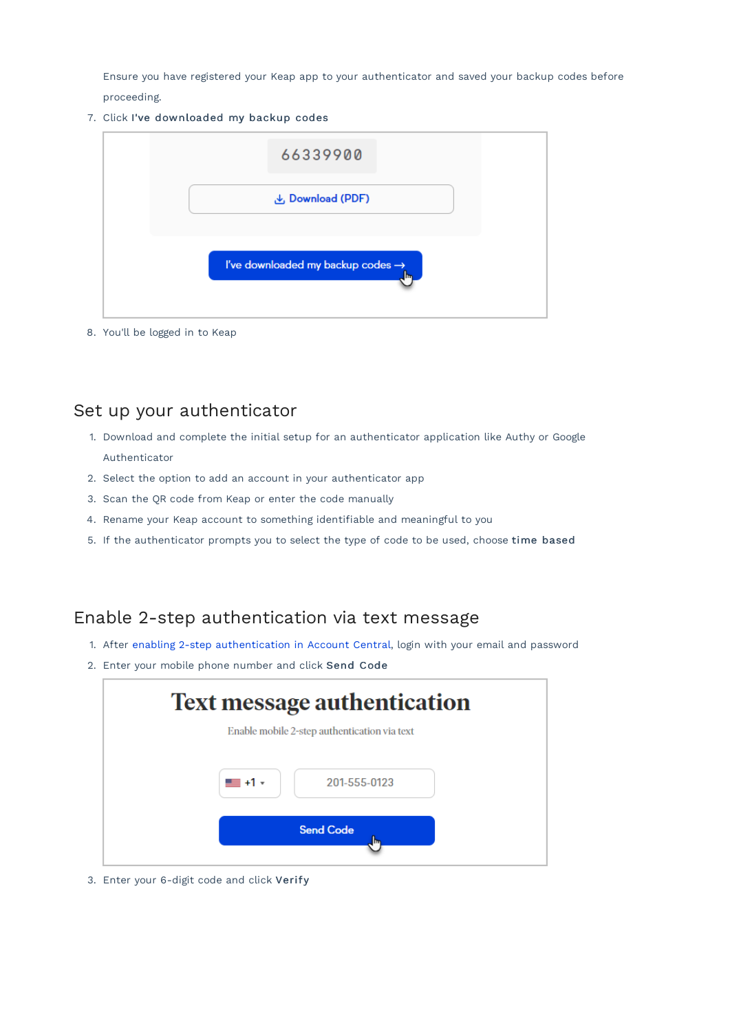Ensure you have registered your Keap app to your authenticator and saved your backup codes before proceeding.

7. Click **I've downloaded my backup codes**
8. You'll be logged in to Keap

## Set up your authenticator

1. Download and complete the initial setup for an authenticator application like Authy or Google Authenticator
2. Select the option to add an account in your authenticator app
3. Scan the QR code from Keap or enter the code manually
4. Rename your Keap account to something identifiable and meaningful to you
5. If the authenticator prompts you to select the type of code to be used, choose **time based**

## Enable 2-step authentication via text message

1. After enabling 2-step authentication in Account Central, login with your email and password
2. Enter your mobile phone number and click **Send Code**
3. Enter your 6-digit code and click **Verify**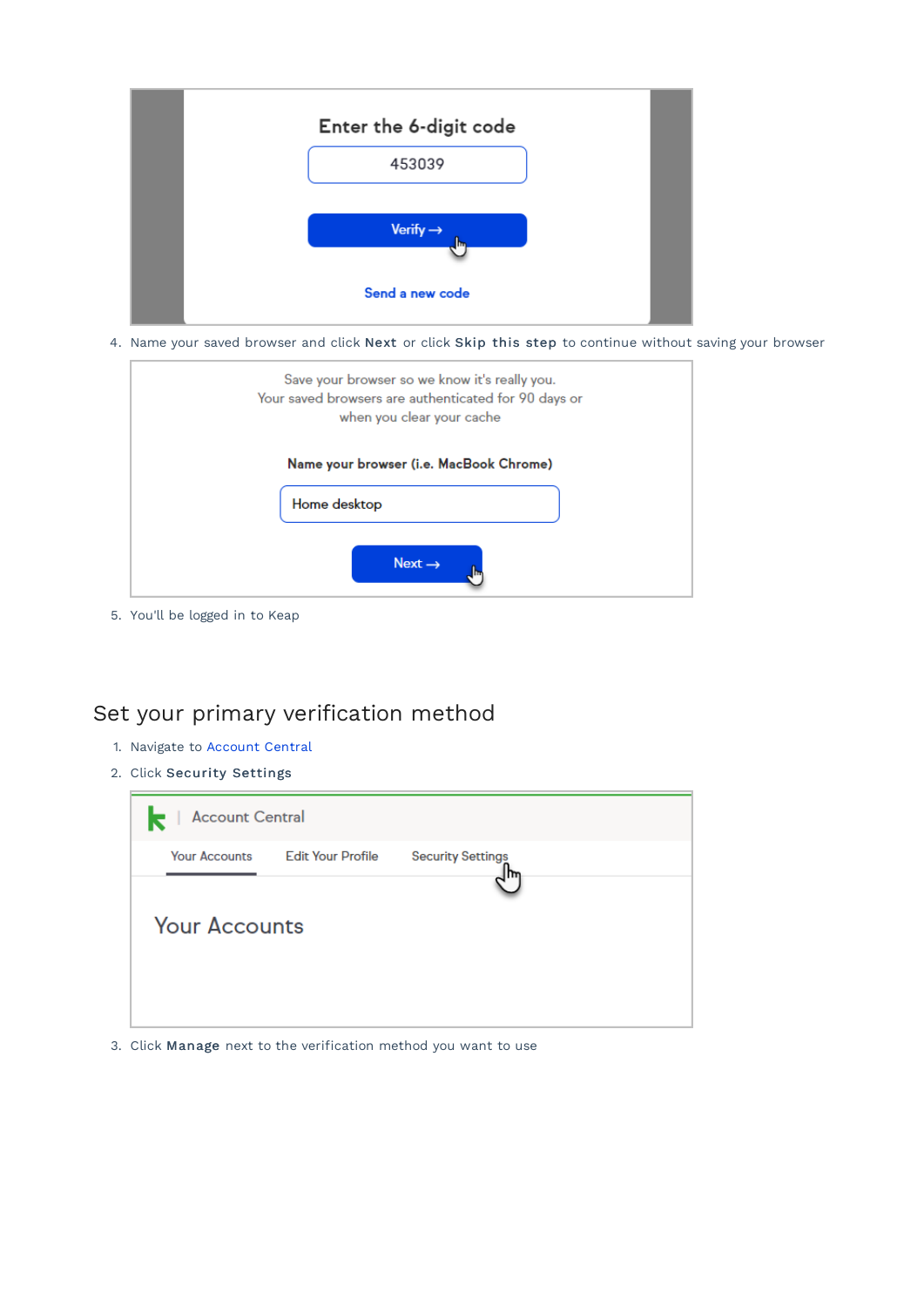4. Name your saved browser and click **Next** or click **Skip this step** to continue without saving your browser

5. You'll be logged in to Keap

## Set your primary verification method

1. Navigate to Account Central
2. Click **Security Settings**
3. Click **Manage** next to the verification method you want to use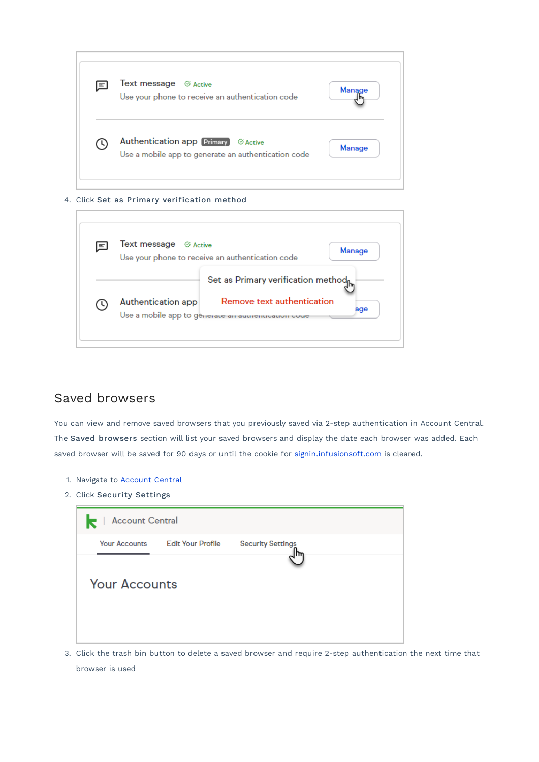4. Click **Set as Primary verification method**

## Saved browsers

You can view and remove saved browsers that you previously saved via 2-step authentication in Account Central. The **Saved browsers** section will list your saved browsers and display the date each browser was added. Each saved browser will be saved for 90 days or until the cookie for signin.infusionsoft.com is cleared.

1. Navigate to Account Central
2. Click **Security Settings**
3. Click the trash bin button to delete a saved browser and require 2-step authentication the next time that browser is used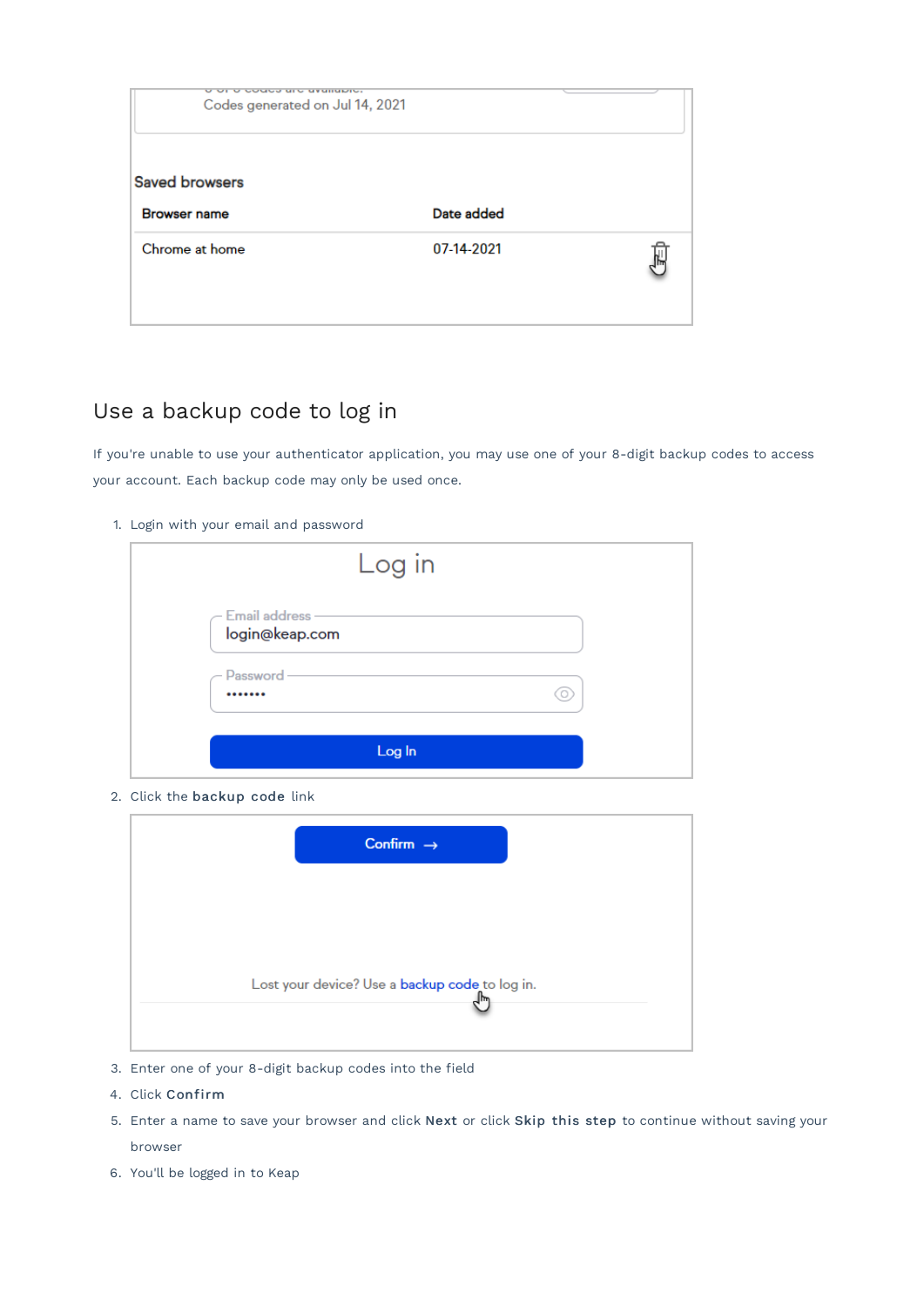Codes generated on Jul 14, 2021

Saved browsers

| Browser name | Date added |
| --- | --- |
| Chrome at home | 07-14-2021 |

## Use a backup code to log in

If you're unable to use your authenticator application, you may use one of your 8-digit backup codes to access your account. Each backup code may only be used once.

1. Login with your email and password

   Log in

   Email address
   login@keap.com

   Password
   •••••••

   Log In

2. Click the **backup code** link

   Confirm →

   Lost your device? Use a backup code to log in.

3. Enter one of your 8-digit backup codes into the field
4. Click **Confirm**
5. Enter a name to save your browser and click **Next** or click **Skip this step** to continue without saving your browser
6. You'll be logged in to Keap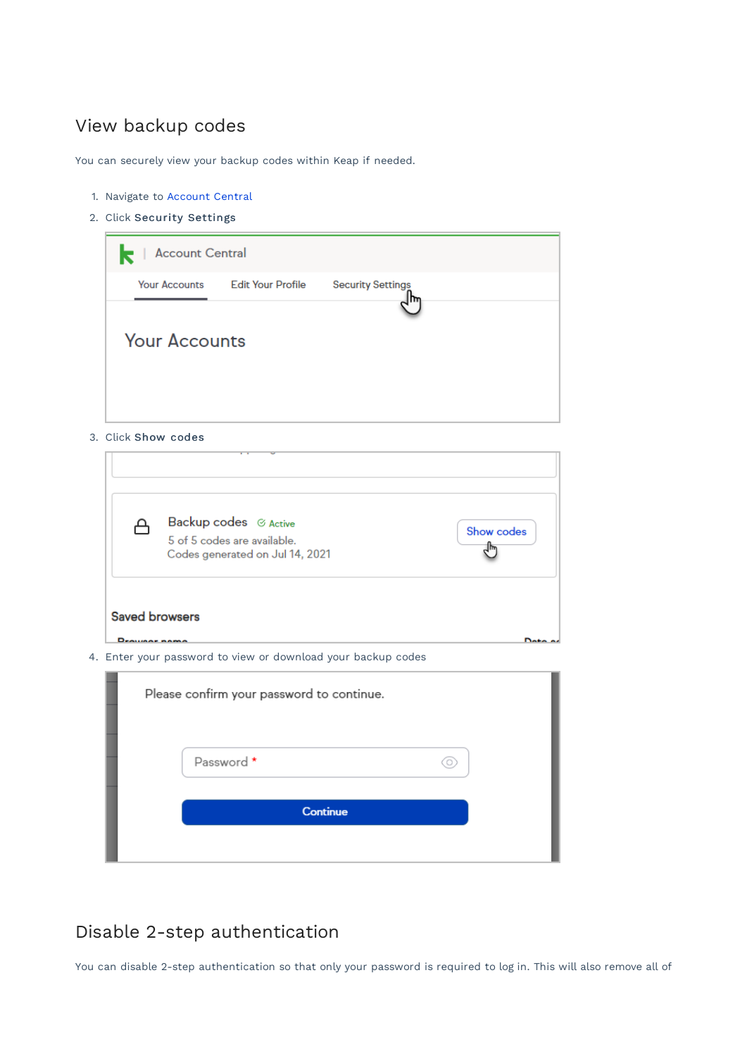## View backup codes

You can securely view your backup codes within Keap if needed.

1. Navigate to Account Central
2. Click **Security Settings**
3. Click **Show codes**
4. Enter your password to view or download your backup codes

## Disable 2-step authentication

You can disable 2-step authentication so that only your password is required to log in. This will also remove all of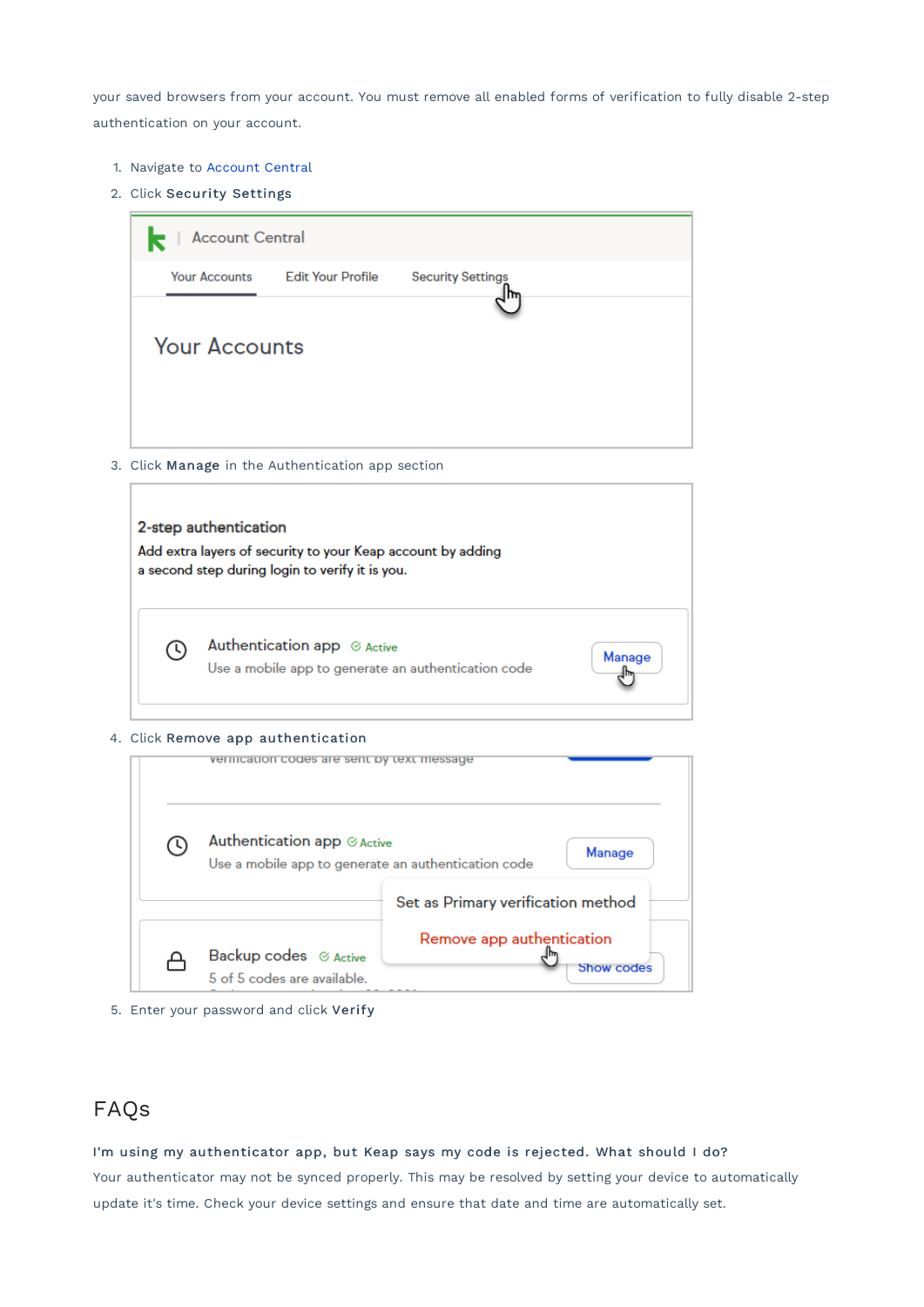your saved browsers from your account. You must remove all enabled forms of verification to fully disable 2-step authentication on your account.

1. Navigate to Account Central
2. Click **Security Settings**
3. Click **Manage** in the Authentication app section
4. Click **Remove app authentication**
5. Enter your password and click **Verify**

## FAQs

**I'm using my authenticator app, but Keap says my code is rejected. What should I do?**

Your authenticator may not be synced properly. This may be resolved by setting your device to automatically update it's time. Check your device settings and ensure that date and time are automatically set.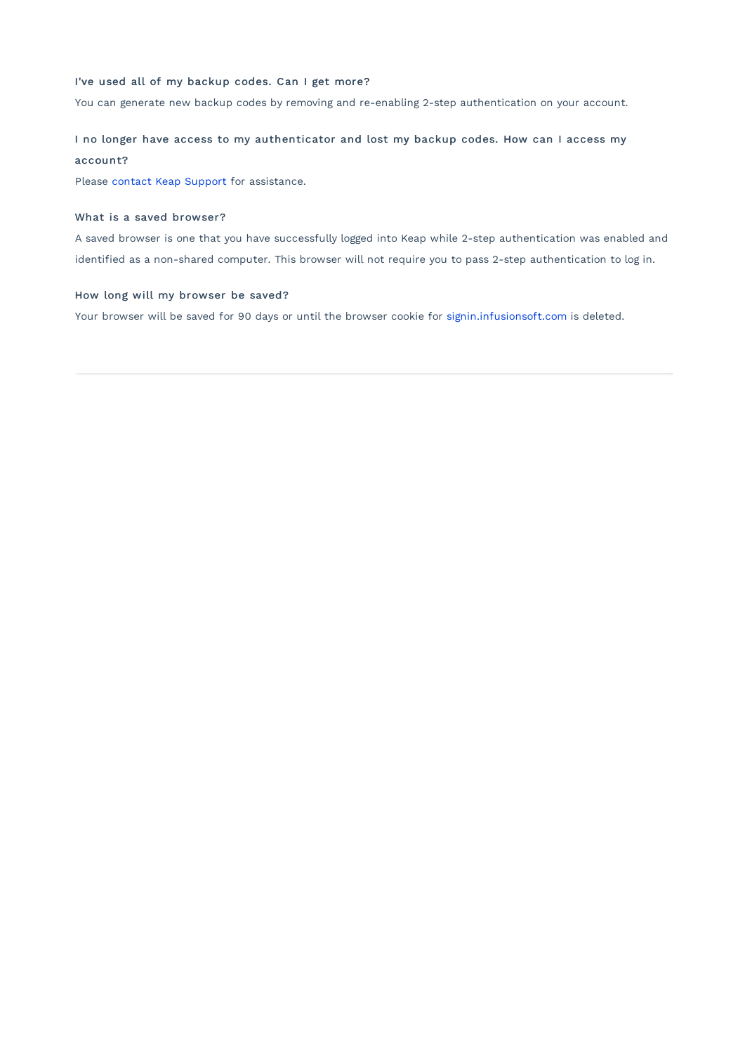#### I've used all of my backup codes. Can I get more?

You can generate new backup codes by removing and re-enabling 2-step authentication on your account.

#### I no longer have access to my authenticator and lost my backup codes. How can I access my account?

Please contact Keap Support for assistance.

#### What is a saved browser?

A saved browser is one that you have successfully logged into Keap while 2-step authentication was enabled and identified as a non-shared computer. This browser will not require you to pass 2-step authentication to log in.

#### How long will my browser be saved?

Your browser will be saved for 90 days or until the browser cookie for signin.infusionsoft.com is deleted.

---